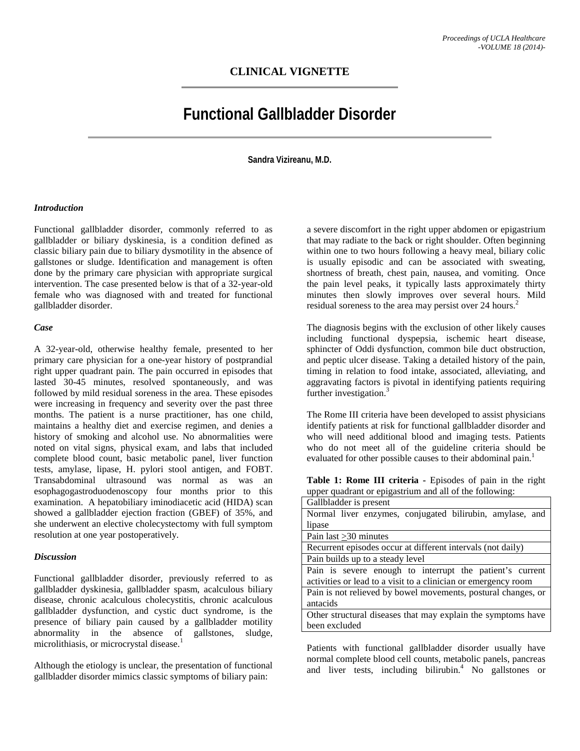## CLINICAL VIGNETTE

# Functional Gallbladder Disorder

**Sandra Vizireanu, M.D.**

### *Introduction*

Functional gallbladder disorder, commonly referred to as gallbladder or biliary dyskinesia, is a condition defined as classic biliary pain due to biliary dysmotility in the absence of gallstones or sludge. Identification and management is often done by the primary care physician with appropriate surgical intervention. The case presented below is that of a 32-year-old female who was diagnosed with and treated for functional gallbladder disorder.

### *Case*

A 32-year-old, otherwise healthy female, presented to her primary care physician for a one-year history of postprandial right upper quadrant pain. The pain occurred in episodes that lasted 30-45 minutes, resolved spontaneously, and was followed by mild residual soreness in the area. These episodes were increasing in frequency and severity over the past three months. The patient is a nurse practitioner, has one child, maintains a healthy diet and exercise regimen, and denies a history of smoking and alcohol use. No abnormalities were noted on vital signs, physical exam, and labs that included complete blood count, basic metabolic panel, liver function tests, amylase, lipase, H. pylori stool antigen, and FOBT. Transabdominal ultrasound was normal as was an esophagogastroduodenoscopy four months prior to this examination. A hepatobiliary iminodiacetic acid (HIDA) scan showed a gallbladder ejection fraction (GBEF) of 35%, and she underwent an elective cholecystectomy with full symptom resolution at one year postoperatively.

### *Discussion*

Functional gallbladder disorder, previously referred to as gallbladder dyskinesia, gallbladder spasm, acalculous biliary disease, chronic acalculous cholecystitis, chronic acalculous gallbladder dysfunction, and cystic duct syndrome, is the presence of biliary pain caused by a gallbladder motility abnormality in the absence of gallstones, sludge, microlithiasis, or microcrystal disease.[1]

Although the etiology is unclear, the presentation of functional gallbladder disorder mimics classic symptoms of biliary pain: a severe discomfort in the right upper abdomen or epigastrium that may radiate to the back or right shoulder. Often beginning within one to two hours following a heavy meal, biliary colic is usually episodic and can be associated with sweating, shortness of breath, chest pain, nausea, and vomiting. Once the pain level peaks, it typically lasts approximately thirty minutes then slowly improves over several hours. Mild residual soreness to the area may persist over 24 hours.[2]

The diagnosis begins with the exclusion of other likely causes including functional dyspepsia, ischemic heart disease, sphincter of Oddi dysfunction, common bile duct obstruction, and peptic ulcer disease. Taking a detailed history of the pain, timing in relation to food intake, associated, alleviating, and aggravating factors is pivotal in identifying patients requiring further investigation.[3]

The Rome III criteria have been developed to assist physicians identify patients at risk for functional gallbladder disorder and who will need additional blood and imaging tests. Patients who do not meet all of the guideline criteria should be evaluated for other possible causes to their abdominal pain.[1]

**Table 1: Rome III criteria -** Episodes of pain in the right upper quadrant or epigastrium and all of the following:

| Criteria |
|---|
| Gallbladder is present |
| Normal liver enzymes, conjugated bilirubin, amylase, and lipase |
| Pain last $\geq$30 minutes |
| Recurrent episodes occur at different intervals (not daily) |
| Pain builds up to a steady level |
| Pain is severe enough to interrupt the patient's current activities or lead to a visit to a clinician or emergency room |
| Pain is not relieved by bowel movements, postural changes, or antacids |
| Other structural diseases that may explain the symptoms have been excluded |

Patients with functional gallbladder disorder usually have normal complete blood cell counts, metabolic panels, pancreas and liver tests, including bilirubin.[4] No gallstones or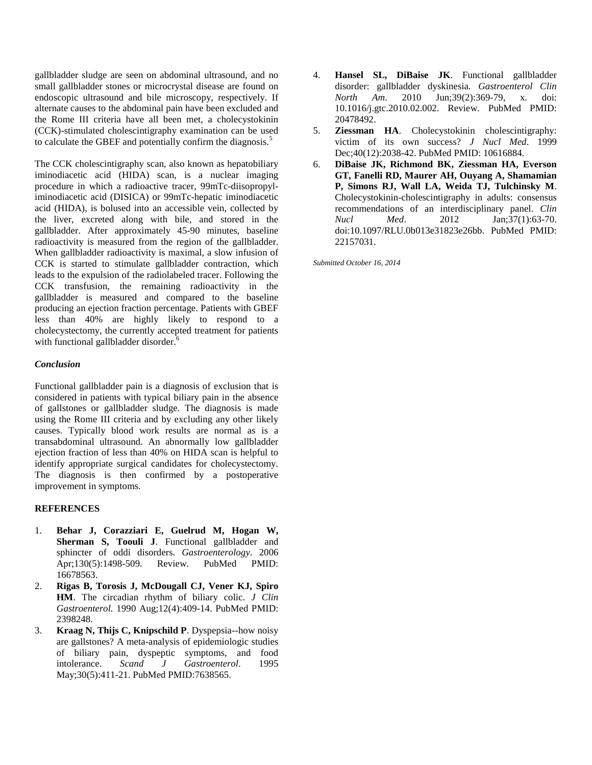gallbladder sludge are seen on abdominal ultrasound, and no small gallbladder stones or microcrystal disease are found on endoscopic ultrasound and bile microscopy, respectively. If alternate causes to the abdominal pain have been excluded and the Rome III criteria have all been met, a cholecystokinin (CCK)-stimulated cholescintigraphy examination can be used to calculate the GBEF and potentially confirm the diagnosis.[5]

The CCK cholescintigraphy scan, also known as hepatobiliary iminodiacetic acid (HIDA) scan, is a nuclear imaging procedure in which a radioactive tracer, 99mTc-diisopropyl-iminodiacetic acid (DISICA) or 99mTc-hepatic iminodiacetic acid (HIDA), is bolused into an accessible vein, collected by the liver, excreted along with bile, and stored in the gallbladder. After approximately 45-90 minutes, baseline radioactivity is measured from the region of the gallbladder. When gallbladder radioactivity is maximal, a slow infusion of CCK is started to stimulate gallbladder contraction, which leads to the expulsion of the radiolabeled tracer. Following the CCK transfusion, the remaining radioactivity in the gallbladder is measured and compared to the baseline producing an ejection fraction percentage. Patients with GBEF less than 40% are highly likely to respond to a cholecystectomy, the currently accepted treatment for patients with functional gallbladder disorder.[6]

### *Conclusion*

Functional gallbladder pain is a diagnosis of exclusion that is considered in patients with typical biliary pain in the absence of gallstones or gallbladder sludge. The diagnosis is made using the Rome III criteria and by excluding any other likely causes. Typically blood work results are normal as is a transabdominal ultrasound. An abnormally low gallbladder ejection fraction of less than 40% on HIDA scan is helpful to identify appropriate surgical candidates for cholecystectomy. The diagnosis is then confirmed by a postoperative improvement in symptoms.

## REFERENCES

1. **Behar J, Corazziari E, Guelrud M, Hogan W, Sherman S, Toouli J**. Functional gallbladder and sphincter of oddi disorders. *Gastroenterology*. 2006 Apr;130(5):1498-509. Review. PubMed PMID: 16678563.
2. **Rigas B, Torosis J, McDougall CJ, Vener KJ, Spiro HM**. The circadian rhythm of biliary colic. *J Clin Gastroenterol.* 1990 Aug;12(4):409-14. PubMed PMID: 2398248.
3. **Kraag N, Thijs C, Knipschild P**. Dyspepsia--how noisy are gallstones? A meta-analysis of epidemiologic studies of biliary pain, dyspeptic symptoms, and food intolerance. *Scand J Gastroenterol*. 1995 May;30(5):411-21. PubMed PMID:7638565.
4. **Hansel SL, DiBaise JK**. Functional gallbladder disorder: gallbladder dyskinesia. *Gastroenterol Clin North Am*. 2010 Jun;39(2):369-79, x. doi: 10.1016/j.gtc.2010.02.002. Review. PubMed PMID: 20478492.
5. **Ziessman HA**. Cholecystokinin cholescintigraphy: victim of its own success? *J Nucl Med*. 1999 Dec;40(12):2038-42. PubMed PMID: 10616884.
6. **DiBaise JK, Richmond BK, Ziessman HA, Everson GT, Fanelli RD, Maurer AH, Ouyang A, Shamamian P, Simons RJ, Wall LA, Weida TJ, Tulchinsky M**. Cholecystokinin-cholescintigraphy in adults: consensus recommendations of an interdisciplinary panel. *Clin Nucl Med*. 2012 Jan;37(1):63-70. doi:10.1097/RLU.0b013e31823e26bb. PubMed PMID: 22157031.

*Submitted October 16, 2014*